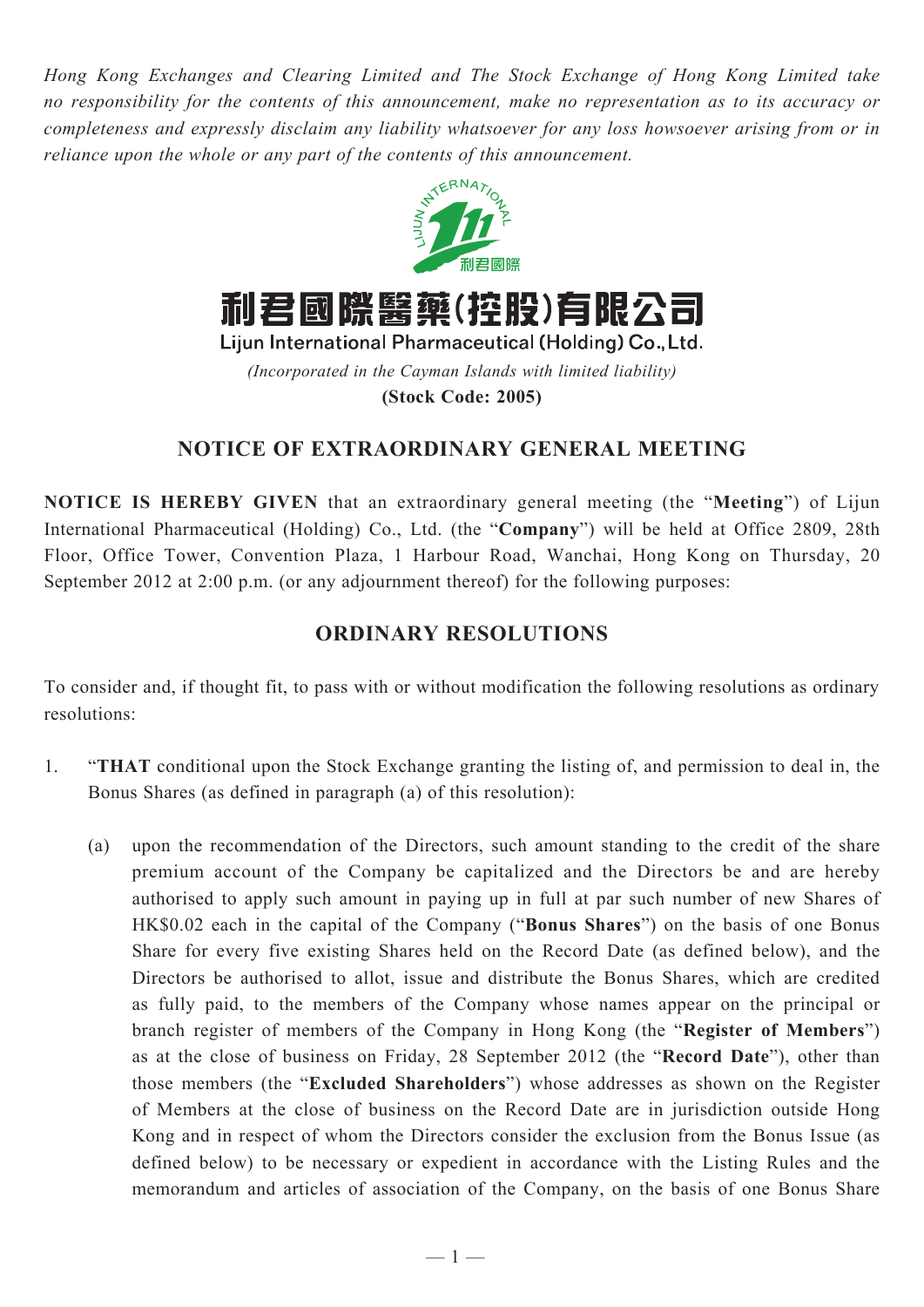*Hong Kong Exchanges and Clearing Limited and The Stock Exchange of Hong Kong Limited take no responsibility for the contents of this announcement, make no representation as to its accuracy or completeness and expressly disclaim any liability whatsoever for any loss howsoever arising from or in reliance upon the whole or any part of the contents of this announcement.*

# 利君國際醫藥(控股)有限公司

**Lijun International Pharmaceutical (Holding) Co., Ltd.**

*(Incorporated in the Cayman Islands with limited liability)*

**(Stock Code: 2005)**

## NOTICE OF EXTRAORDINARY GENERAL MEETING

**NOTICE IS HEREBY GIVEN** that an extraordinary general meeting (the "**Meeting**") of Lijun International Pharmaceutical (Holding) Co., Ltd. (the "**Company**") will be held at Office 2809, 28th Floor, Office Tower, Convention Plaza, 1 Harbour Road, Wanchai, Hong Kong on Thursday, 20 September 2012 at 2:00 p.m. (or any adjournment thereof) for the following purposes:

## ORDINARY RESOLUTIONS

To consider and, if thought fit, to pass with or without modification the following resolutions as ordinary resolutions:

1. "**THAT** conditional upon the Stock Exchange granting the listing of, and permission to deal in, the Bonus Shares (as defined in paragraph (a) of this resolution):

   (a) upon the recommendation of the Directors, such amount standing to the credit of the share premium account of the Company be capitalized and the Directors be and are hereby authorised to apply such amount in paying up in full at par such number of new Shares of HK$0.02 each in the capital of the Company ("**Bonus Shares**") on the basis of one Bonus Share for every five existing Shares held on the Record Date (as defined below), and the Directors be authorised to allot, issue and distribute the Bonus Shares, which are credited as fully paid, to the members of the Company whose names appear on the principal or branch register of members of the Company in Hong Kong (the "**Register of Members**") as at the close of business on Friday, 28 September 2012 (the "**Record Date**"), other than those members (the "**Excluded Shareholders**") whose addresses as shown on the Register of Members at the close of business on the Record Date are in jurisdiction outside Hong Kong and in respect of whom the Directors consider the exclusion from the Bonus Issue (as defined below) to be necessary or expedient in accordance with the Listing Rules and the memorandum and articles of association of the Company, on the basis of one Bonus Share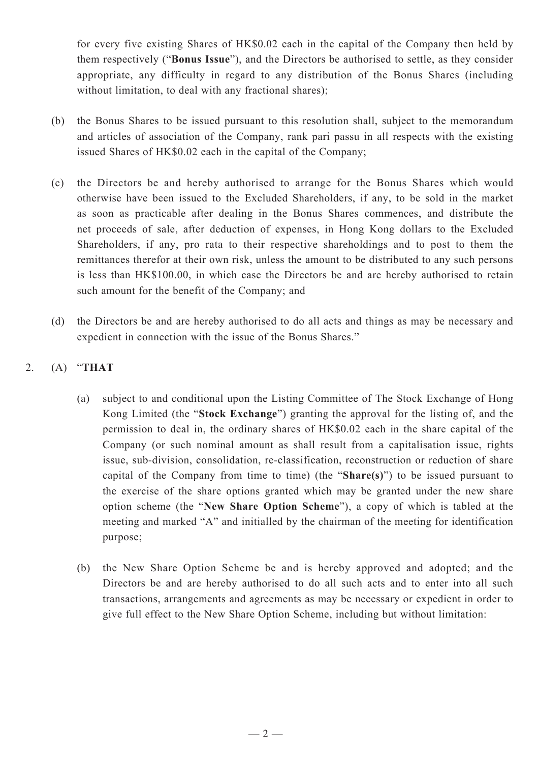for every five existing Shares of HK$0.02 each in the capital of the Company then held by them respectively ("**Bonus Issue**"), and the Directors be authorised to settle, as they consider appropriate, any difficulty in regard to any distribution of the Bonus Shares (including without limitation, to deal with any fractional shares);

(b) the Bonus Shares to be issued pursuant to this resolution shall, subject to the memorandum and articles of association of the Company, rank pari passu in all respects with the existing issued Shares of HK$0.02 each in the capital of the Company;

(c) the Directors be and hereby authorised to arrange for the Bonus Shares which would otherwise have been issued to the Excluded Shareholders, if any, to be sold in the market as soon as practicable after dealing in the Bonus Shares commences, and distribute the net proceeds of sale, after deduction of expenses, in Hong Kong dollars to the Excluded Shareholders, if any, pro rata to their respective shareholdings and to post to them the remittances therefor at their own risk, unless the amount to be distributed to any such persons is less than HK$100.00, in which case the Directors be and are hereby authorised to retain such amount for the benefit of the Company; and

(d) the Directors be and are hereby authorised to do all acts and things as may be necessary and expedient in connection with the issue of the Bonus Shares."

2. (A) "**THAT**

   (a) subject to and conditional upon the Listing Committee of The Stock Exchange of Hong Kong Limited (the "**Stock Exchange**") granting the approval for the listing of, and the permission to deal in, the ordinary shares of HK$0.02 each in the share capital of the Company (or such nominal amount as shall result from a capitalisation issue, rights issue, sub-division, consolidation, re-classification, reconstruction or reduction of share capital of the Company from time to time) (the "**Share(s)**") to be issued pursuant to the exercise of the share options granted which may be granted under the new share option scheme (the "**New Share Option Scheme**"), a copy of which is tabled at the meeting and marked "A" and initialled by the chairman of the meeting for identification purpose;

   (b) the New Share Option Scheme be and is hereby approved and adopted; and the Directors be and are hereby authorised to do all such acts and to enter into all such transactions, arrangements and agreements as may be necessary or expedient in order to give full effect to the New Share Option Scheme, including but without limitation: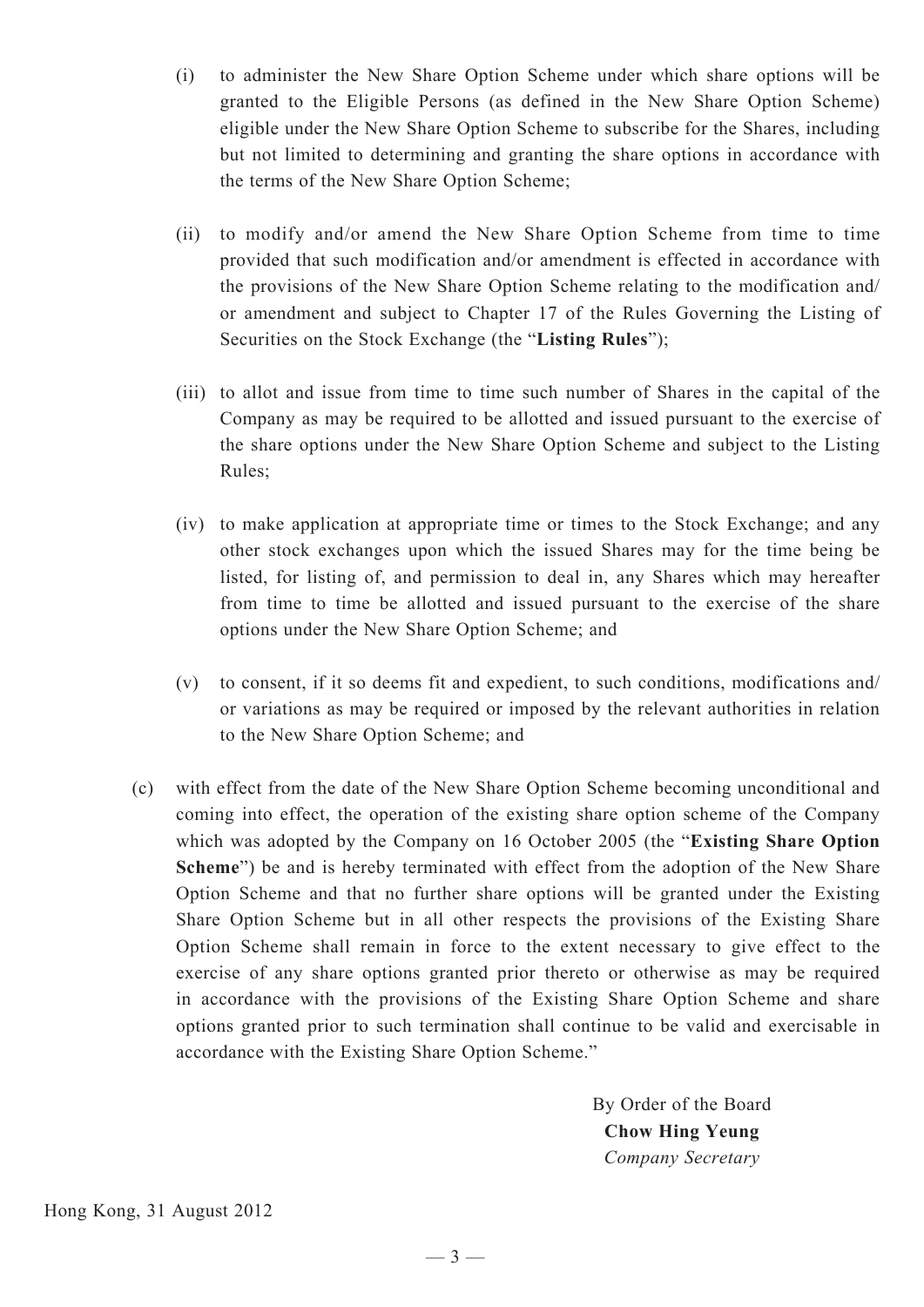(i) to administer the New Share Option Scheme under which share options will be granted to the Eligible Persons (as defined in the New Share Option Scheme) eligible under the New Share Option Scheme to subscribe for the Shares, including but not limited to determining and granting the share options in accordance with the terms of the New Share Option Scheme;

(ii) to modify and/or amend the New Share Option Scheme from time to time provided that such modification and/or amendment is effected in accordance with the provisions of the New Share Option Scheme relating to the modification and/or amendment and subject to Chapter 17 of the Rules Governing the Listing of Securities on the Stock Exchange (the "**Listing Rules**");

(iii) to allot and issue from time to time such number of Shares in the capital of the Company as may be required to be allotted and issued pursuant to the exercise of the share options under the New Share Option Scheme and subject to the Listing Rules;

(iv) to make application at appropriate time or times to the Stock Exchange; and any other stock exchanges upon which the issued Shares may for the time being be listed, for listing of, and permission to deal in, any Shares which may hereafter from time to time be allotted and issued pursuant to the exercise of the share options under the New Share Option Scheme; and

(v) to consent, if it so deems fit and expedient, to such conditions, modifications and/or variations as may be required or imposed by the relevant authorities in relation to the New Share Option Scheme; and

(c) with effect from the date of the New Share Option Scheme becoming unconditional and coming into effect, the operation of the existing share option scheme of the Company which was adopted by the Company on 16 October 2005 (the "**Existing Share Option Scheme**") be and is hereby terminated with effect from the adoption of the New Share Option Scheme and that no further share options will be granted under the Existing Share Option Scheme but in all other respects the provisions of the Existing Share Option Scheme shall remain in force to the extent necessary to give effect to the exercise of any share options granted prior thereto or otherwise as may be required in accordance with the provisions of the Existing Share Option Scheme and share options granted prior to such termination shall continue to be valid and exercisable in accordance with the Existing Share Option Scheme."

By Order of the Board
**Chow Hing Yeung**
*Company Secretary*

Hong Kong, 31 August 2012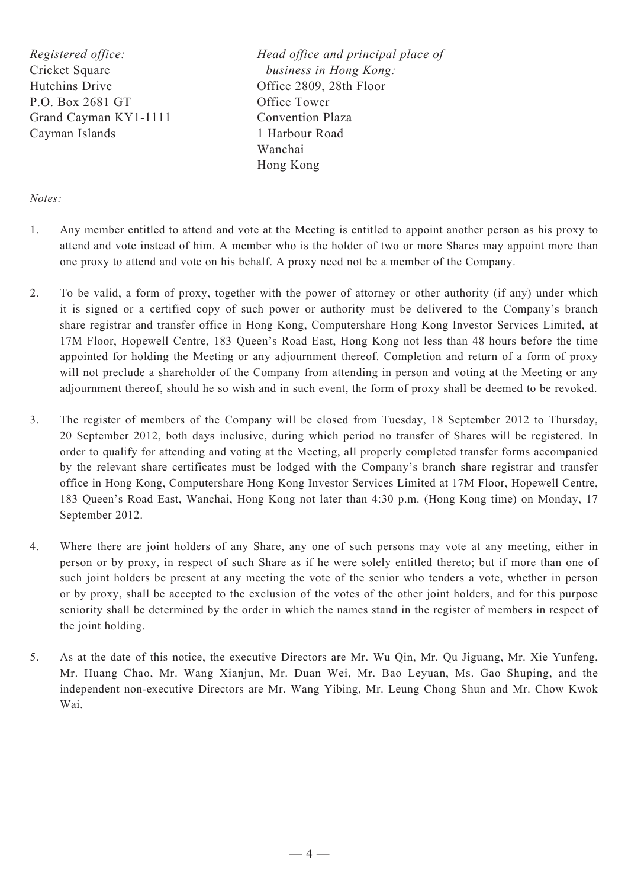*Registered office:*
Cricket Square
Hutchins Drive
P.O. Box 2681 GT
Grand Cayman KY1-1111
Cayman Islands

*Head office and principal place of business in Hong Kong:*
Office 2809, 28th Floor
Office Tower
Convention Plaza
1 Harbour Road
Wanchai
Hong Kong

*Notes:*

1. Any member entitled to attend and vote at the Meeting is entitled to appoint another person as his proxy to attend and vote instead of him. A member who is the holder of two or more Shares may appoint more than one proxy to attend and vote on his behalf. A proxy need not be a member of the Company.

2. To be valid, a form of proxy, together with the power of attorney or other authority (if any) under which it is signed or a certified copy of such power or authority must be delivered to the Company's branch share registrar and transfer office in Hong Kong, Computershare Hong Kong Investor Services Limited, at 17M Floor, Hopewell Centre, 183 Queen's Road East, Hong Kong not less than 48 hours before the time appointed for holding the Meeting or any adjournment thereof. Completion and return of a form of proxy will not preclude a shareholder of the Company from attending in person and voting at the Meeting or any adjournment thereof, should he so wish and in such event, the form of proxy shall be deemed to be revoked.

3. The register of members of the Company will be closed from Tuesday, 18 September 2012 to Thursday, 20 September 2012, both days inclusive, during which period no transfer of Shares will be registered. In order to qualify for attending and voting at the Meeting, all properly completed transfer forms accompanied by the relevant share certificates must be lodged with the Company's branch share registrar and transfer office in Hong Kong, Computershare Hong Kong Investor Services Limited at 17M Floor, Hopewell Centre, 183 Queen's Road East, Wanchai, Hong Kong not later than 4:30 p.m. (Hong Kong time) on Monday, 17 September 2012.

4. Where there are joint holders of any Share, any one of such persons may vote at any meeting, either in person or by proxy, in respect of such Share as if he were solely entitled thereto; but if more than one of such joint holders be present at any meeting the vote of the senior who tenders a vote, whether in person or by proxy, shall be accepted to the exclusion of the votes of the other joint holders, and for this purpose seniority shall be determined by the order in which the names stand in the register of members in respect of the joint holding.

5. As at the date of this notice, the executive Directors are Mr. Wu Qin, Mr. Qu Jiguang, Mr. Xie Yunfeng, Mr. Huang Chao, Mr. Wang Xianjun, Mr. Duan Wei, Mr. Bao Leyuan, Ms. Gao Shuping, and the independent non-executive Directors are Mr. Wang Yibing, Mr. Leung Chong Shun and Mr. Chow Kwok Wai.